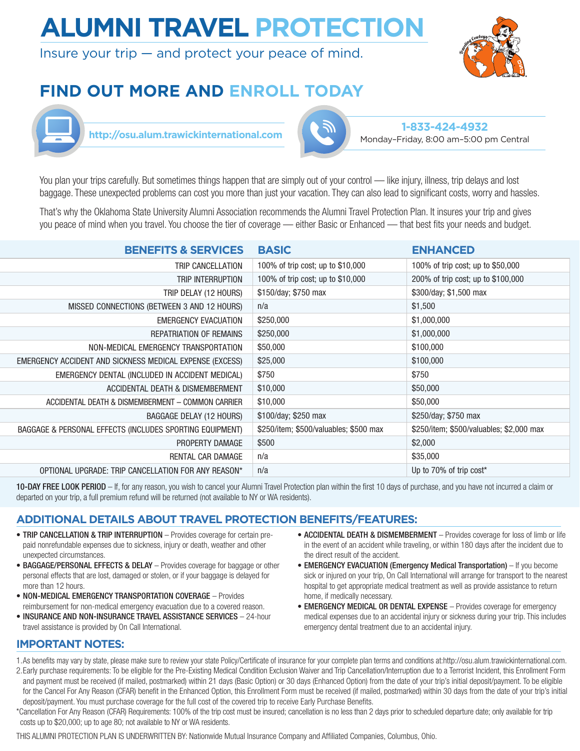# ALUMNI TRAVEL PROTECTION

Insure your trip — and protect your peace of mind.

## FIND OUT MORE AND ENROLL TODAY

http://osu.alum.trawickinternational.com

**1-833-424-4932**
Monday–Friday, 8:00 am–5:00 pm Central

You plan your trips carefully. But sometimes things happen that are simply out of your control — like injury, illness, trip delays and lost baggage. These unexpected problems can cost you more than just your vacation. They can also lead to significant costs, worry and hassles.

That's why the Oklahoma State University Alumni Association recommends the Alumni Travel Protection Plan. It insures your trip and gives you peace of mind when you travel. You choose the tier of coverage — either Basic or Enhanced — that best fits your needs and budget.

| BENEFITS & SERVICES | BASIC | ENHANCED |
|---|---|---|
| TRIP CANCELLATION | 100% of trip cost; up to $10,000 | 100% of trip cost; up to $50,000 |
| TRIP INTERRUPTION | 100% of trip cost; up to $10,000 | 200% of trip cost; up to $100,000 |
| TRIP DELAY (12 HOURS) | $150/day; $750 max | $300/day; $1,500 max |
| MISSED CONNECTIONS (BETWEEN 3 AND 12 HOURS) | n/a | $1,500 |
| EMERGENCY EVACUATION | $250,000 | $1,000,000 |
| REPATRIATION OF REMAINS | $250,000 | $1,000,000 |
| NON-MEDICAL EMERGENCY TRANSPORTATION | $50,000 | $100,000 |
| EMERGENCY ACCIDENT AND SICKNESS MEDICAL EXPENSE (EXCESS) | $25,000 | $100,000 |
| EMERGENCY DENTAL (INCLUDED IN ACCIDENT MEDICAL) | $750 | $750 |
| ACCIDENTAL DEATH & DISMEMBERMENT | $10,000 | $50,000 |
| ACCIDENTAL DEATH & DISMEMBERMENT – COMMON CARRIER | $10,000 | $50,000 |
| BAGGAGE DELAY (12 HOURS) | $100/day; $250 max | $250/day; $750 max |
| BAGGAGE & PERSONAL EFFECTS (INCLUDES SPORTING EQUIPMENT) | $250/item; $500/valuables; $500 max | $250/item; $500/valuables; $2,000 max |
| PROPERTY DAMAGE | $500 | $2,000 |
| RENTAL CAR DAMAGE | n/a | $35,000 |
| OPTIONAL UPGRADE: TRIP CANCELLATION FOR ANY REASON* | n/a | Up to 70% of trip cost* |

**10-DAY FREE LOOK PERIOD** – If, for any reason, you wish to cancel your Alumni Travel Protection plan within the first 10 days of purchase, and you have not incurred a claim or departed on your trip, a full premium refund will be returned (not available to NY or WA residents).

## ADDITIONAL DETAILS ABOUT TRAVEL PROTECTION BENEFITS/FEATURES:

- **TRIP CANCELLATION & TRIP INTERRUPTION** – Provides coverage for certain pre-paid nonrefundable expenses due to sickness, injury or death, weather and other unexpected circumstances.
- **BAGGAGE/PERSONAL EFFECTS & DELAY** – Provides coverage for baggage or other personal effects that are lost, damaged or stolen, or if your baggage is delayed for more than 12 hours.
- **NON-MEDICAL EMERGENCY TRANSPORTATION COVERAGE** – Provides reimbursement for non-medical emergency evacuation due to a covered reason.
- **INSURANCE AND NON-INSURANCE TRAVEL ASSISTANCE SERVICES** – 24-hour travel assistance is provided by On Call International.
- **ACCIDENTAL DEATH & DISMEMBERMENT** – Provides coverage for loss of limb or life in the event of an accident while traveling, or within 180 days after the incident due to the direct result of the accident.
- **EMERGENCY EVACUATION (Emergency Medical Transportation)** – If you become sick or injured on your trip, On Call International will arrange for transport to the nearest hospital to get appropriate medical treatment as well as provide assistance to return home, if medically necessary.
- **EMERGENCY MEDICAL OR DENTAL EXPENSE** – Provides coverage for emergency medical expenses due to an accidental injury or sickness during your trip. This includes emergency dental treatment due to an accidental injury.

## IMPORTANT NOTES:

1. As benefits may vary by state, please make sure to review your state Policy/Certificate of insurance for your complete plan terms and conditions at:http://osu.alum.trawickinternational.com.
2. Early purchase requirements: To be eligible for the Pre-Existing Medical Condition Exclusion Waiver and Trip Cancellation/Interruption due to a Terrorist Incident, this Enrollment Form and payment must be received (if mailed, postmarked) within 21 days (Basic Option) or 30 days (Enhanced Option) from the date of your trip's initial deposit/payment. To be eligible for the Cancel For Any Reason (CFAR) benefit in the Enhanced Option, this Enrollment Form must be received (if mailed, postmarked) within 30 days from the date of your trip's initial deposit/payment. You must purchase coverage for the full cost of the covered trip to receive Early Purchase Benefits.

*Cancellation For Any Reason (CFAR) Requirements: 100% of the trip cost must be insured; cancellation is no less than 2 days prior to scheduled departure date; only available for trip costs up to $20,000; up to age 80; not available to NY or WA residents.

THIS ALUMNI PROTECTION PLAN IS UNDERWRITTEN BY: Nationwide Mutual Insurance Company and Affiliated Companies, Columbus, Ohio.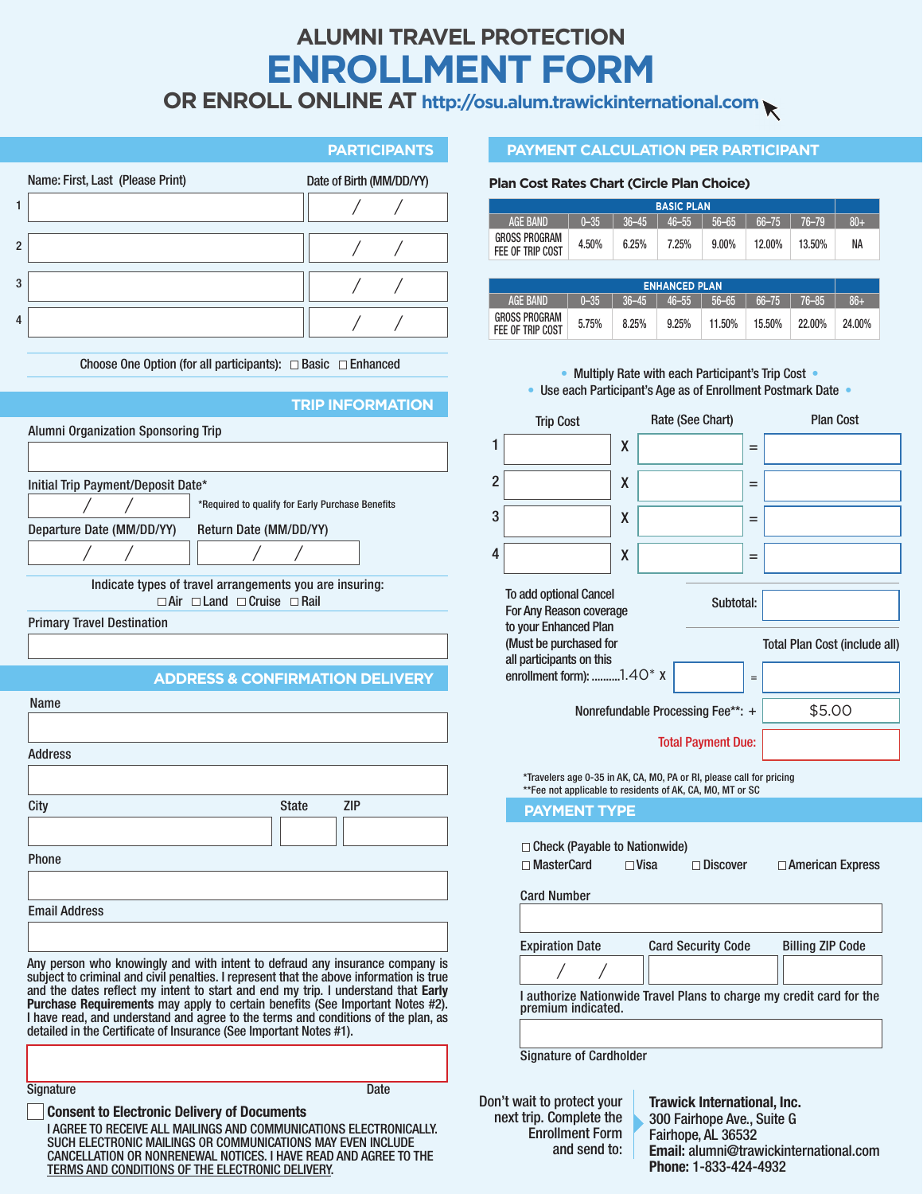# ALUMNI TRAVEL PROTECTION
# ENROLLMENT FORM
## OR ENROLL ONLINE AT http://osu.alum.trawickinternational.com

## PARTICIPANTS

| | Name: First, Last (Please Print) | Date of Birth (MM/DD/YY) |
|---|---|---|
| 1 | | / / |
| 2 | | / / |
| 3 | | / / |
| 4 | | / / |

Choose One Option (for all participants): ☐ Basic ☐ Enhanced

## TRIP INFORMATION

Alumni Organization Sponsoring Trip

Initial Trip Payment/Deposit Date* / / *Required to qualify for Early Purchase Benefits

Departure Date (MM/DD/YY) / / Return Date (MM/DD/YY) / /

Indicate types of travel arrangements you are insuring:
☐ Air ☐ Land ☐ Cruise ☐ Rail

Primary Travel Destination

## ADDRESS & CONFIRMATION DELIVERY

Name

Address

City State ZIP

Phone

Email Address

Any person who knowingly and with intent to defraud any insurance company is subject to criminal and civil penalties. I represent that the above information is true and the dates reflect my intent to start and end my trip. I understand that **Early Purchase Requirements** may apply to certain benefits (See Important Notes #2). I have read, and understand and agree to the terms and conditions of the plan, as detailed in the Certificate of Insurance (See Important Notes #1).

Signature Date

☐ **Consent to Electronic Delivery of Documents**

I AGREE TO RECEIVE ALL MAILINGS AND COMMUNICATIONS ELECTRONICALLY. SUCH ELECTRONIC MAILINGS OR COMMUNICATIONS MAY EVEN INCLUDE CANCELLATION OR NONRENEWAL NOTICES. I HAVE READ AND AGREE TO THE TERMS AND CONDITIONS OF THE ELECTRONIC DELIVERY.

## PAYMENT CALCULATION PER PARTICIPANT

### Plan Cost Rates Chart (Circle Plan Choice)

| BASIC PLAN | | | | | | | |
|---|---|---|---|---|---|---|---|
| AGE BAND | 0–35 | 36–45 | 46–55 | 56–65 | 66–75 | 76–79 | 80+ |
| GROSS PROGRAM FEE OF TRIP COST | 4.50% | 6.25% | 7.25% | 9.00% | 12.00% | 13.50% | NA |

| ENHANCED PLAN | | | | | | | |
|---|---|---|---|---|---|---|---|
| AGE BAND | 0–35 | 36–45 | 46–55 | 56–65 | 66–75 | 76–85 | 86+ |
| GROSS PROGRAM FEE OF TRIP COST | 5.75% | 8.25% | 9.25% | 11.50% | 15.50% | 22.00% | 24.00% |

- Multiply Rate with each Participant's Trip Cost
- Use each Participant's Age as of Enrollment Postmark Date

| | Trip Cost | | Rate (See Chart) | | Plan Cost |
|---|---|---|---|---|---|
| 1 | | X | | = | |
| 2 | | X | | = | |
| 3 | | X | | = | |
| 4 | | X | | = | |

Subtotal:

To add optional Cancel For Any Reason coverage to your Enhanced Plan (Must be purchased for all participants on this enrollment form): ..........1.40* X ______ = ______ Total Plan Cost (include all)

Nonrefundable Processing Fee**: + $5.00

Total Payment Due:

*Travelers age 0-35 in AK, CA, MO, PA or RI, please call for pricing
**Fee not applicable to residents of AK, CA, MO, MT or SC

## PAYMENT TYPE

☐ Check (Payable to Nationwide)

☐ MasterCard ☐ Visa ☐ Discover ☐ American Express

Card Number

Expiration Date / / Card Security Code Billing ZIP Code

I authorize Nationwide Travel Plans to charge my credit card for the premium indicated.

Signature of Cardholder

Don't wait to protect your next trip. Complete the Enrollment Form and send to:

**Trawick International, Inc.**
300 Fairhope Ave., Suite G
Fairhope, AL 36532
**Email:** alumni@trawickinternational.com
**Phone:** 1-833-424-4932